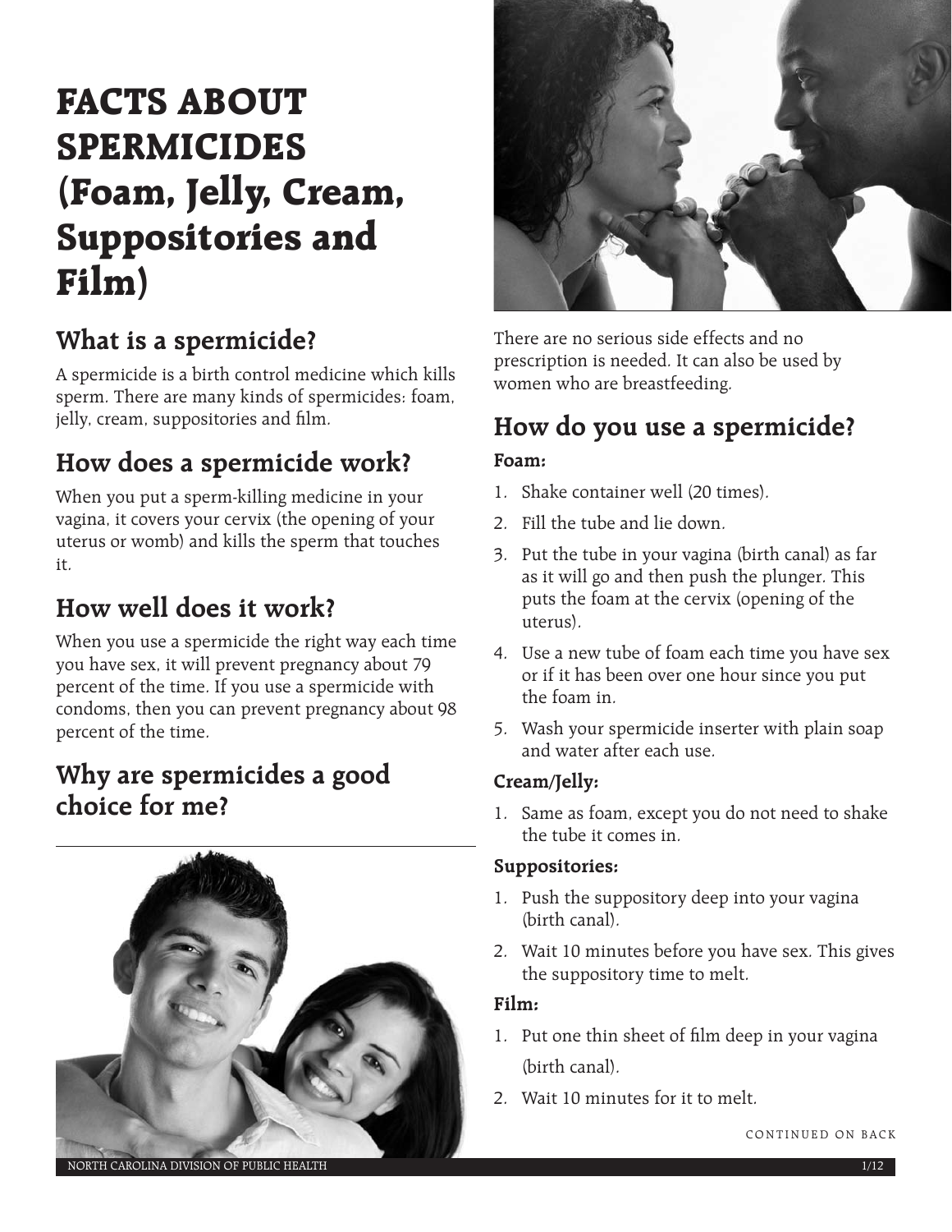# FACTS ABOUT SPERMICIDES (Foam, Jelly, Cream, Suppositories and Film)

## What is a spermicide?

A spermicide is a birth control medicine which kills sperm. There are many kinds of spermicides: foam, jelly, cream, suppositories and film.

## How does a spermicide work?

When you put a sperm-killing medicine in your vagina, it covers your cervix (the opening of your uterus or womb) and kills the sperm that touches it.

## How well does it work?

When you use a spermicide the right way each time you have sex, it will prevent pregnancy about 79 percent of the time. If you use a spermicide with condoms, then you can prevent pregnancy about 98 percent of the time.

## Why are spermicides a good choice for me?

There are no serious side effects and no prescription is needed. It can also be used by women who are breastfeeding.

## How do you use a spermicide?

**Foam:**

1. Shake container well (20 times).
2. Fill the tube and lie down.
3. Put the tube in your vagina (birth canal) as far as it will go and then push the plunger. This puts the foam at the cervix (opening of the uterus).
4. Use a new tube of foam each time you have sex or if it has been over one hour since you put the foam in.
5. Wash your spermicide inserter with plain soap and water after each use.

**Cream/Jelly:**

1. Same as foam, except you do not need to shake the tube it comes in.

**Suppositories:**

1. Push the suppository deep into your vagina (birth canal).
2. Wait 10 minutes before you have sex. This gives the suppository time to melt.

**Film:**

1. Put one thin sheet of film deep in your vagina (birth canal).
2. Wait 10 minutes for it to melt.

CONTINUED ON BACK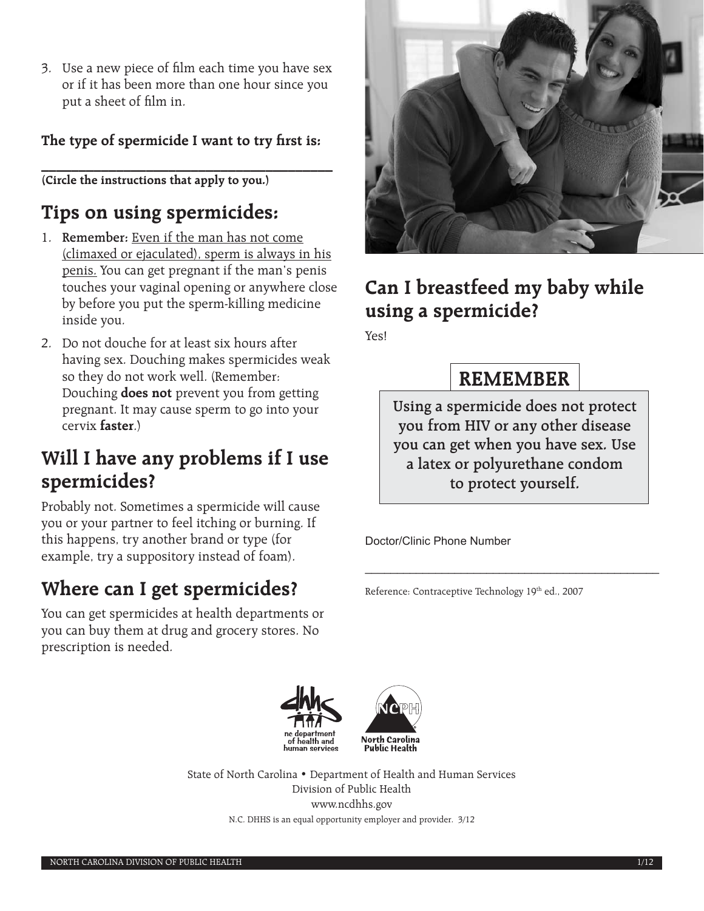3. Use a new piece of film each time you have sex or if it has been more than one hour since you put a sheet of film in.

**The type of spermicide I want to try first is:**

______________________________________

**(Circle the instructions that apply to you.)**

## Tips on using spermicides:

1. **Remember:** Even if the man has not come (climaxed or ejaculated), sperm is always in his penis. You can get pregnant if the man's penis touches your vaginal opening or anywhere close by before you put the sperm-killing medicine inside you.
2. Do not douche for at least six hours after having sex. Douching makes spermicides weak so they do not work well. (Remember: Douching **does not** prevent you from getting pregnant. It may cause sperm to go into your cervix **faster**.)

## Will I have any problems if I use spermicides?

Probably not. Sometimes a spermicide will cause you or your partner to feel itching or burning. If this happens, try another brand or type (for example, try a suppository instead of foam).

## Where can I get spermicides?

You can get spermicides at health departments or you can buy them at drug and grocery stores. No prescription is needed.

## Can I breastfeed my baby while using a spermicide?

Yes!

### REMEMBER

**Using a spermicide does not protect you from HIV or any other disease you can get when you have sex. Use a latex or polyurethane condom to protect yourself.**

Doctor/Clinic Phone Number

______________________________________

Reference: Contraceptive Technology 19th ed., 2007

State of North Carolina • Department of Health and Human Services
Division of Public Health
www.ncdhhs.gov
N.C. DHHS is an equal opportunity employer and provider. 3/12